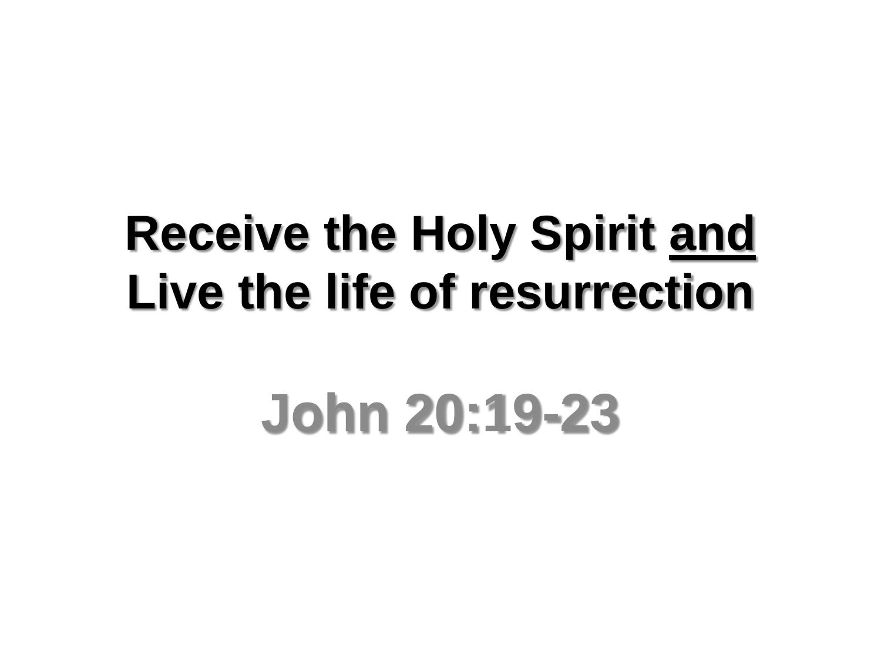# Receive the Holy Spirit <u>and</u> Live the life of resurrection

## John 20:19-23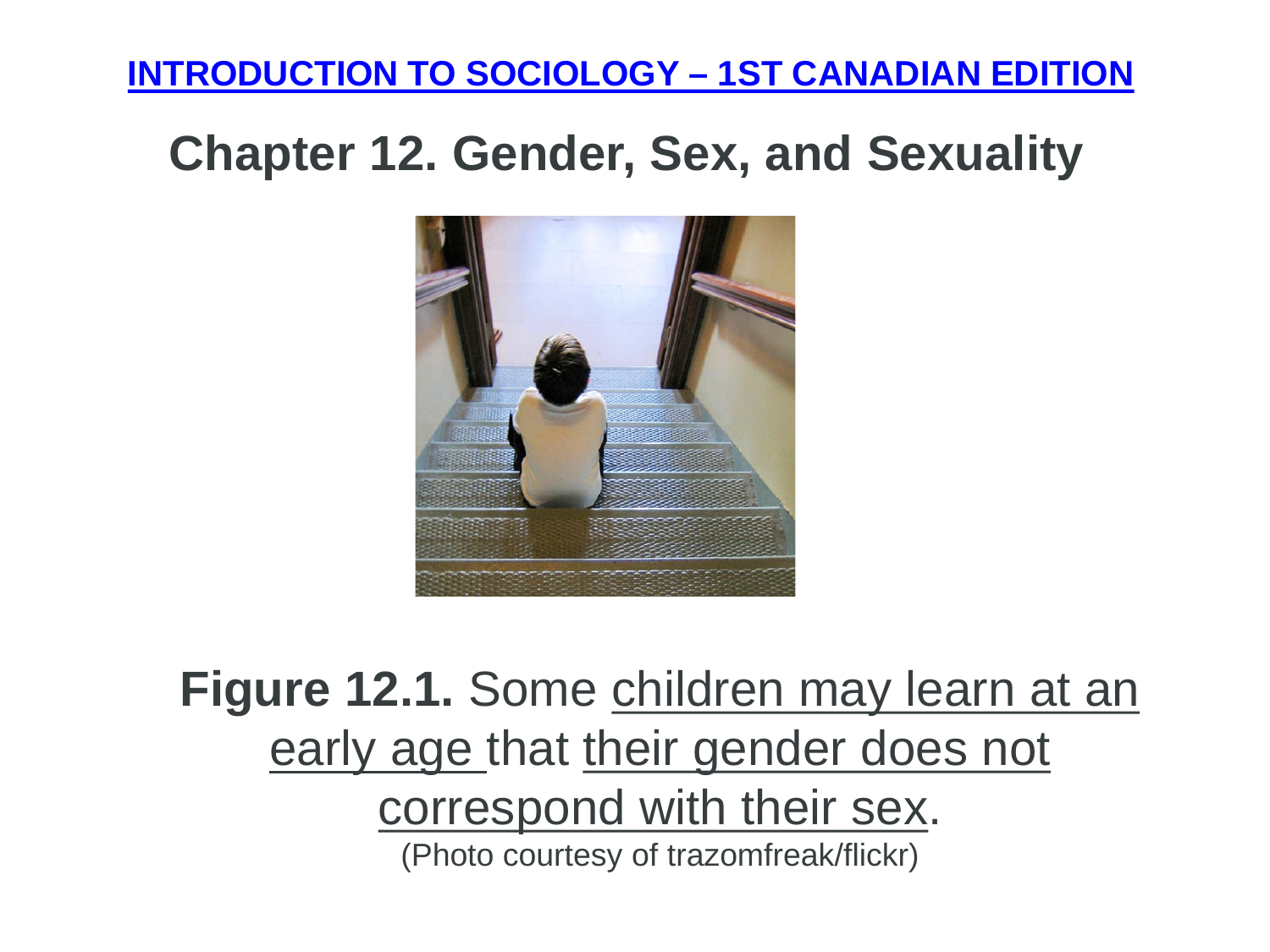INTRODUCTION TO SOCIOLOGY – 1ST CANADIAN EDITION

# Chapter 12. Gender, Sex, and Sexuality

**Figure 12.1.** Some children may learn at an early age that their gender does not correspond with their sex.
(Photo courtesy of trazomfreak/flickr)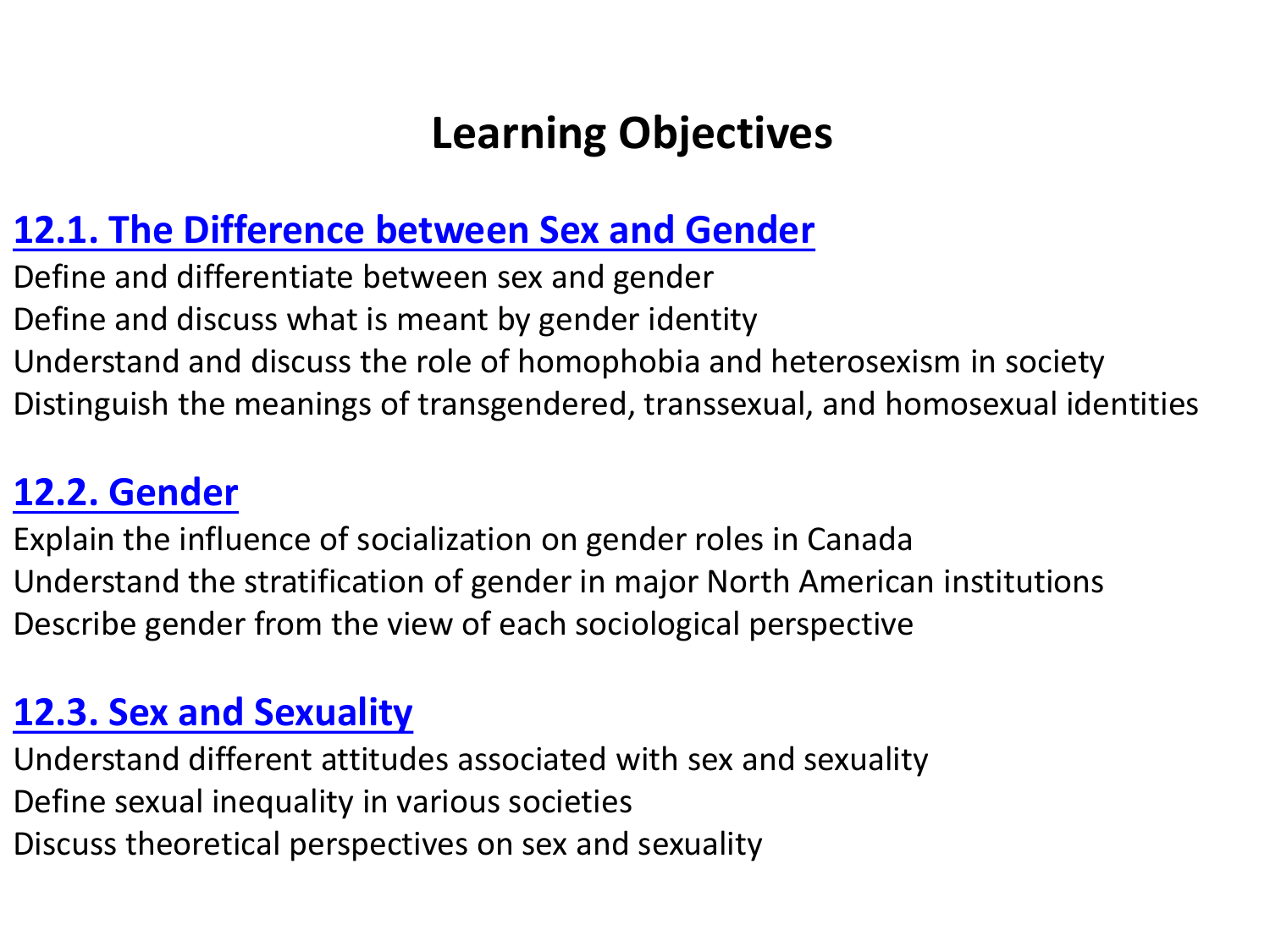# Learning Objectives

## 12.1. The Difference between Sex and Gender

Define and differentiate between sex and gender
Define and discuss what is meant by gender identity
Understand and discuss the role of homophobia and heterosexism in society
Distinguish the meanings of transgendered, transsexual, and homosexual identities

## 12.2. Gender

Explain the influence of socialization on gender roles in Canada
Understand the stratification of gender in major North American institutions
Describe gender from the view of each sociological perspective

## 12.3. Sex and Sexuality

Understand different attitudes associated with sex and sexuality
Define sexual inequality in various societies
Discuss theoretical perspectives on sex and sexuality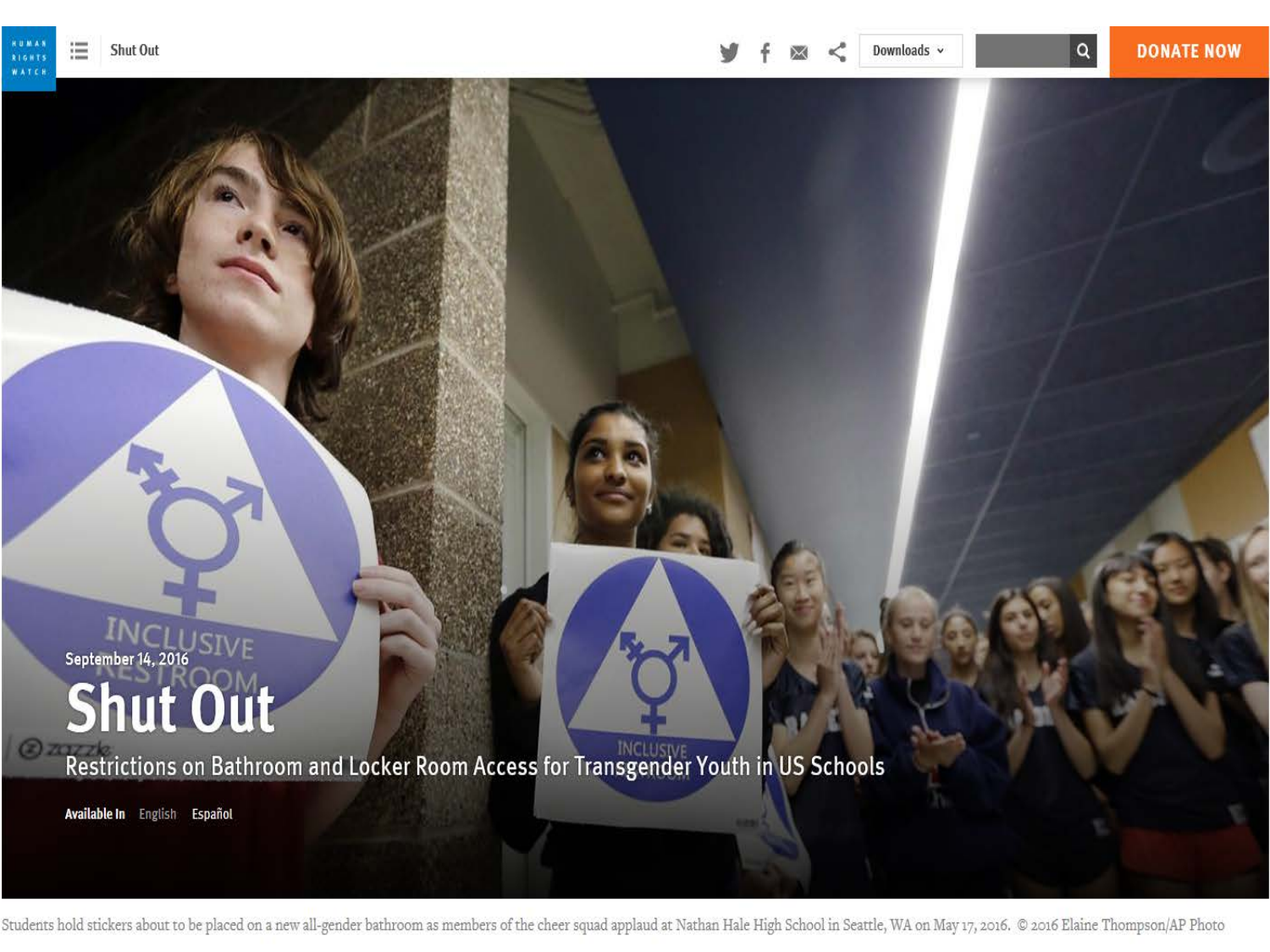Shut Out

Downloads

DONATE NOW

September 14, 2016

# Shut Out

## Restrictions on Bathroom and Locker Room Access for Transgender Youth in US Schools

**Available In** English Español

Students hold stickers about to be placed on a new all-gender bathroom as members of the cheer squad applaud at Nathan Hale High School in Seattle, WA on May 17, 2016. © 2016 Elaine Thompson/AP Photo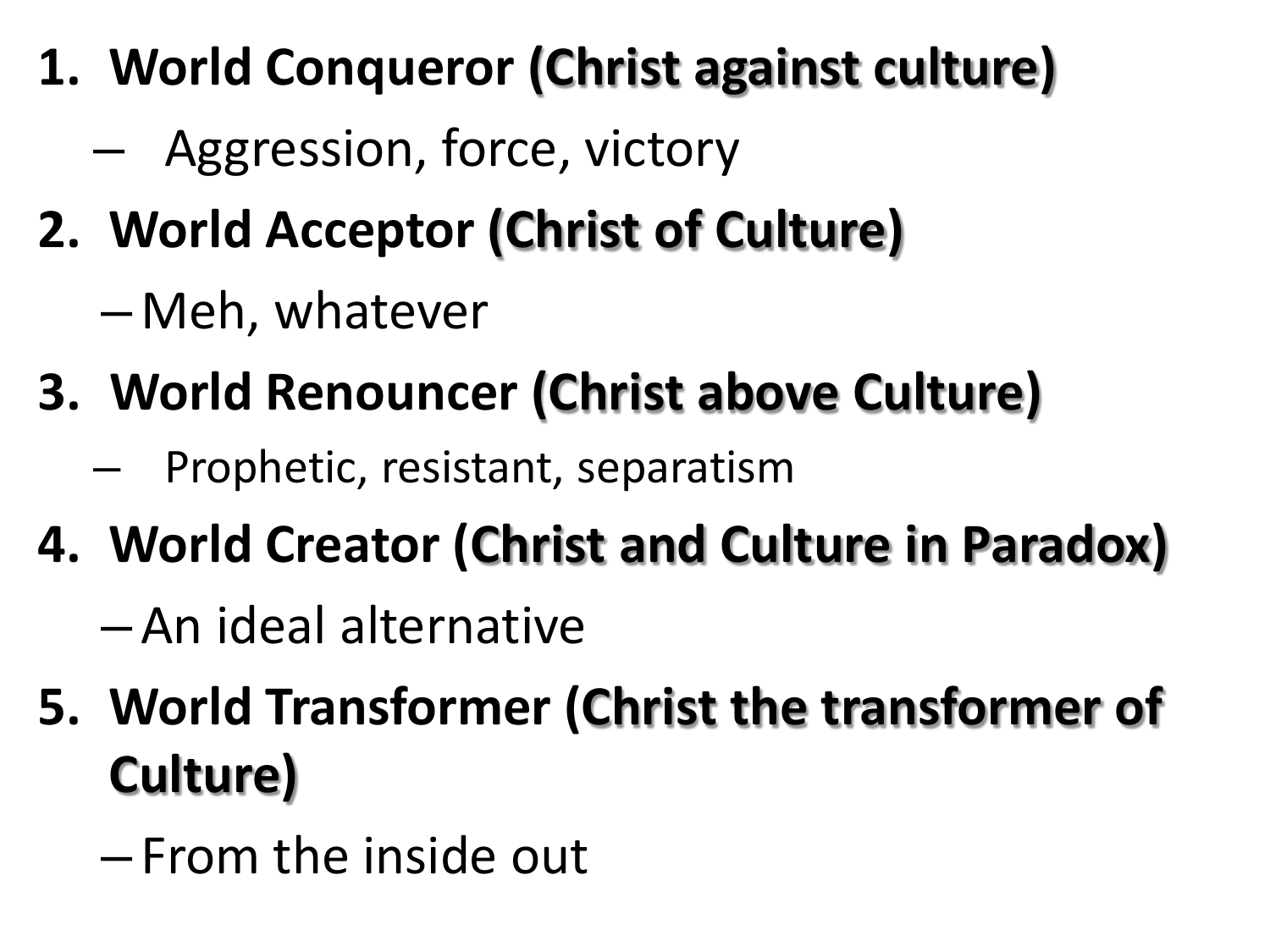1. **World Conqueror (Christ against culture)**
   - Aggression, force, victory
2. **World Acceptor (Christ of Culture)**
   - Meh, whatever
3. **World Renouncer (Christ above Culture)**
   - Prophetic, resistant, separatism
4. **World Creator (Christ and Culture in Paradox)**
   - An ideal alternative
5. **World Transformer (Christ the transformer of Culture)**
   - From the inside out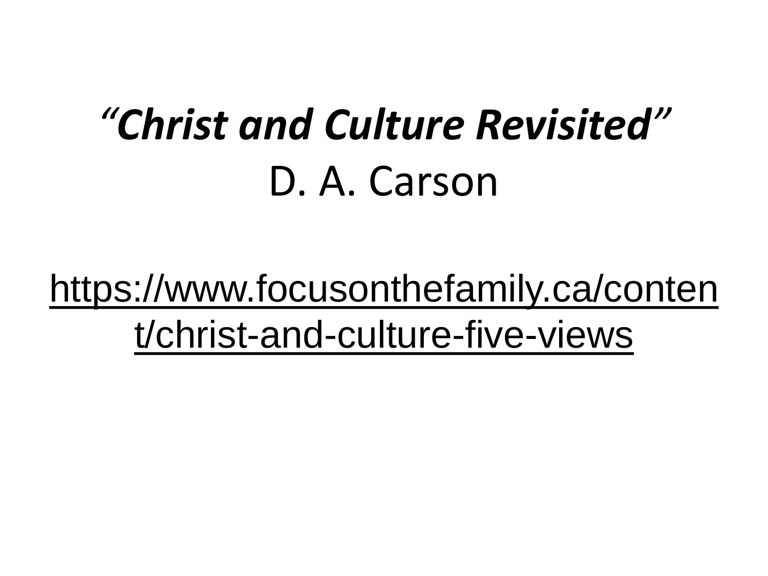***"Christ and Culture Revisited"***

D. A. Carson

https://www.focusonthefamily.ca/content/christ-and-culture-five-views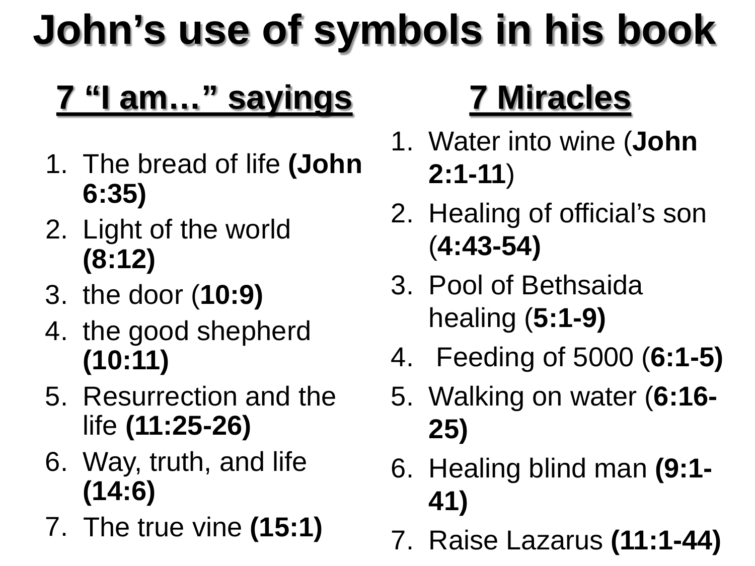# John's use of symbols in his book

## 7 "I am…" sayings

1. The bread of life **(John 6:35)**
2. Light of the world **(8:12)**
3. the door (**10:9)**
4. the good shepherd **(10:11)**
5. Resurrection and the life **(11:25-26)**
6. Way, truth, and life **(14:6)**
7. The true vine **(15:1)**

## 7 Miracles

1. Water into wine (**John 2:1-11**)
2. Healing of official's son (**4:43-54)**
3. Pool of Bethsaida healing (**5:1-9)**
4. Feeding of 5000 (**6:1-5)**
5. Walking on water (**6:16-25)**
6. Healing blind man **(9:1-41)**
7. Raise Lazarus **(11:1-44)**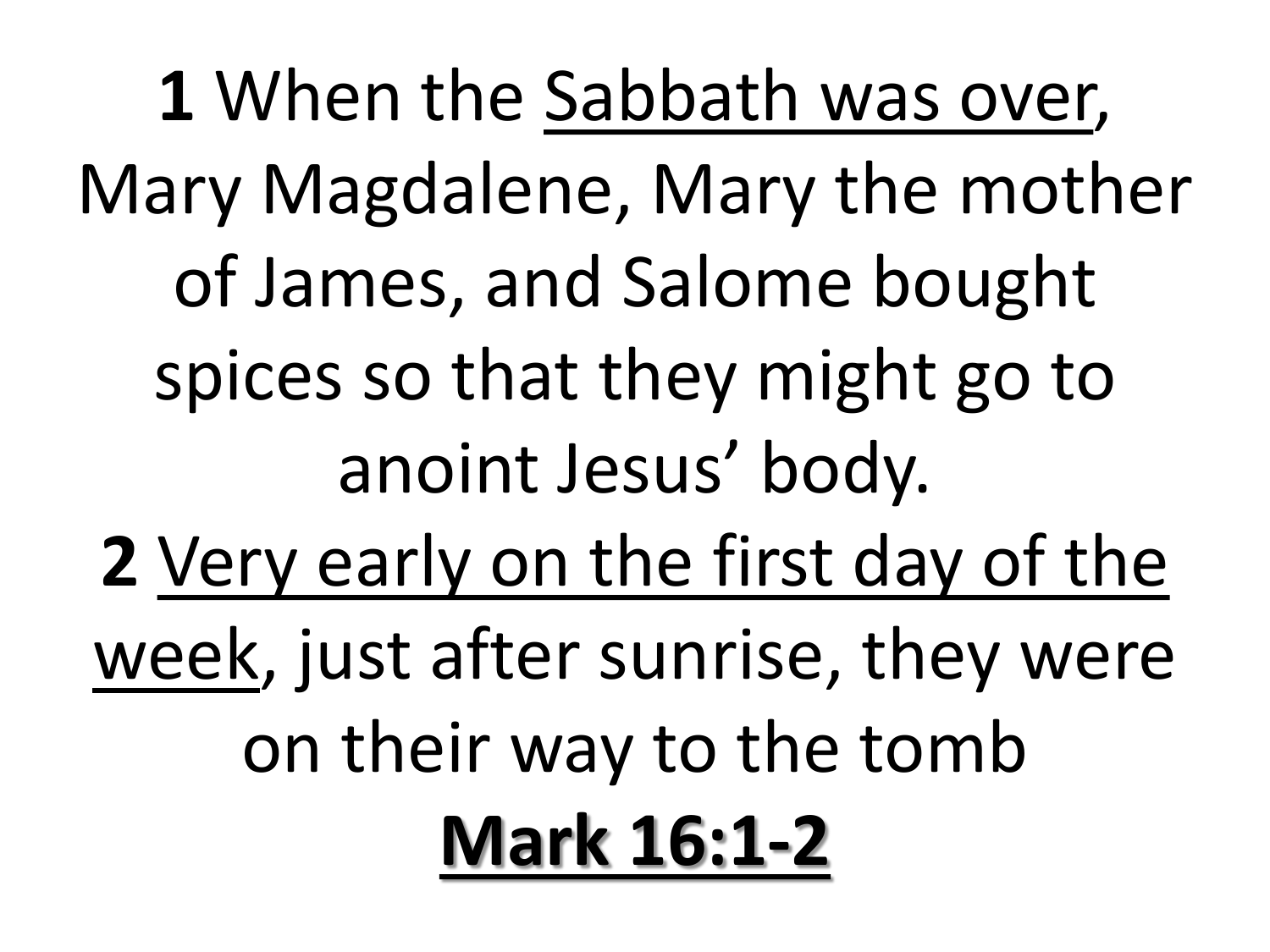**1** When the Sabbath was over, Mary Magdalene, Mary the mother of James, and Salome bought spices so that they might go to anoint Jesus' body.

**2** Very early on the first day of the week, just after sunrise, they were on their way to the tomb

**Mark 16:1-2**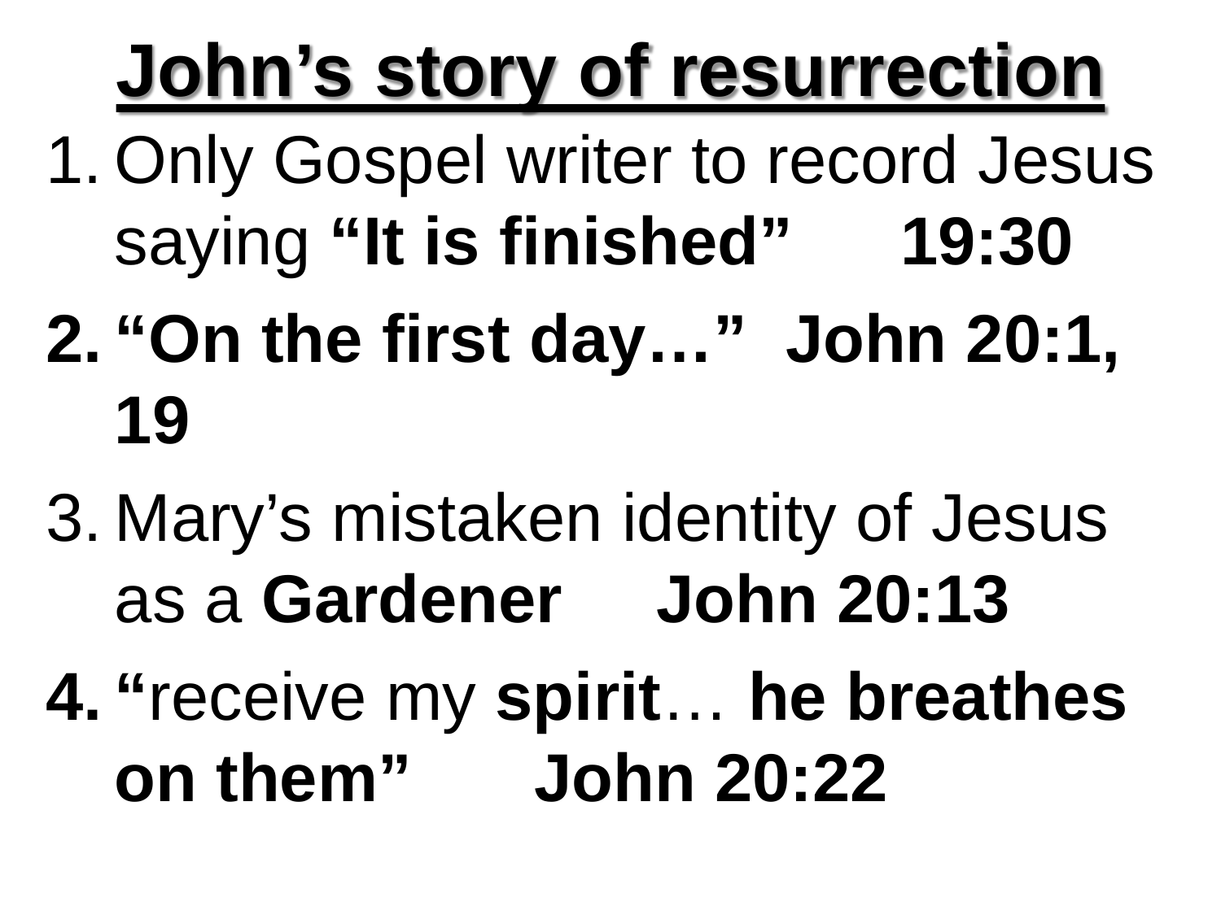# John's story of resurrection

1. Only Gospel writer to record Jesus saying **"It is finished" 19:30**
2. **"On the first day…" John 20:1, 19**
3. Mary's mistaken identity of Jesus as a **Gardener John 20:13**
4. **"**receive my **spirit**… **he breathes on them" John 20:22**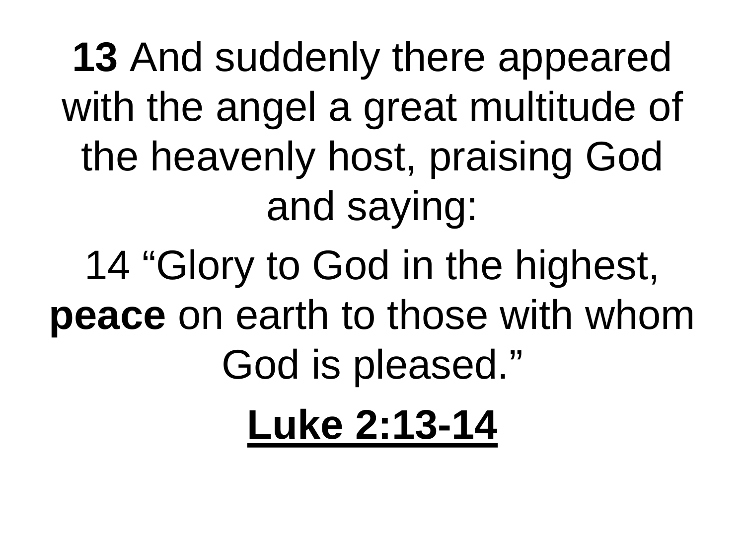**13** And suddenly there appeared with the angel a great multitude of the heavenly host, praising God and saying:

14 “Glory to God in the highest, **peace** on earth to those with whom God is pleased.”

**Luke 2:13-14**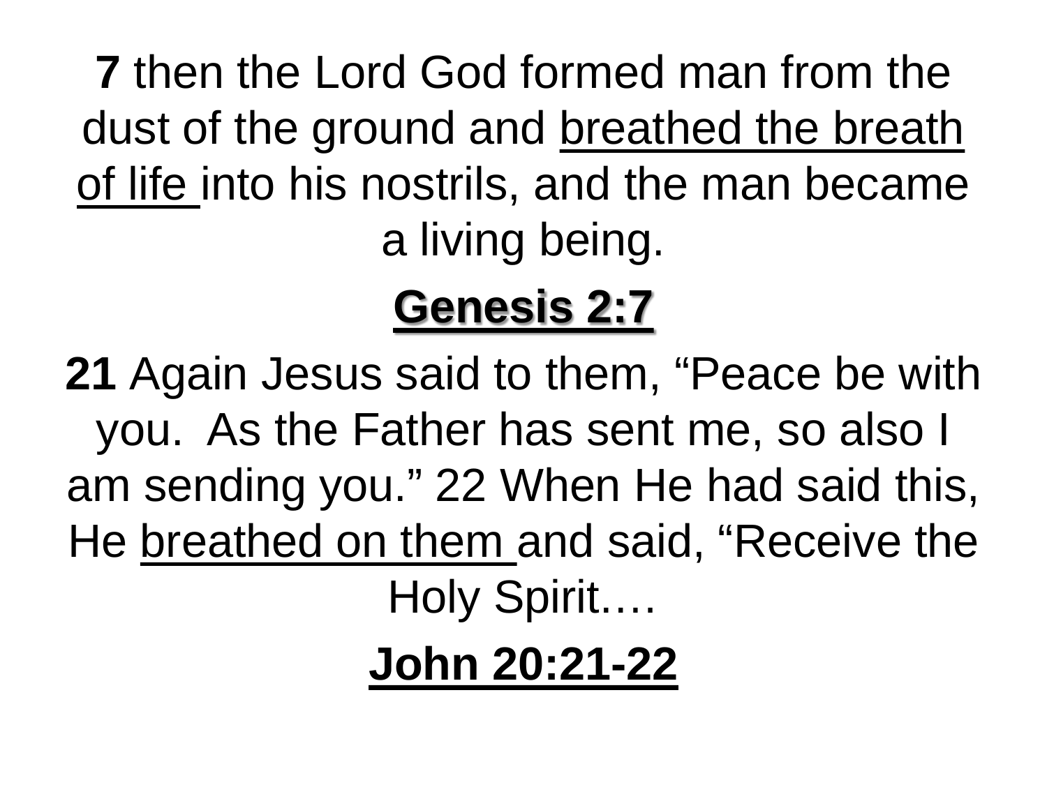**7** then the Lord God formed man from the dust of the ground and <u>breathed the breath of life </u>into his nostrils, and the man became a living being.

**<u>Genesis 2:7</u>**

**21** Again Jesus said to them, “Peace be with you.  As the Father has sent me, so also I am sending you.” 22 When He had said this, He <u>breathed on them </u>and said, “Receive the Holy Spirit….

**<u>John 20:21-22</u>**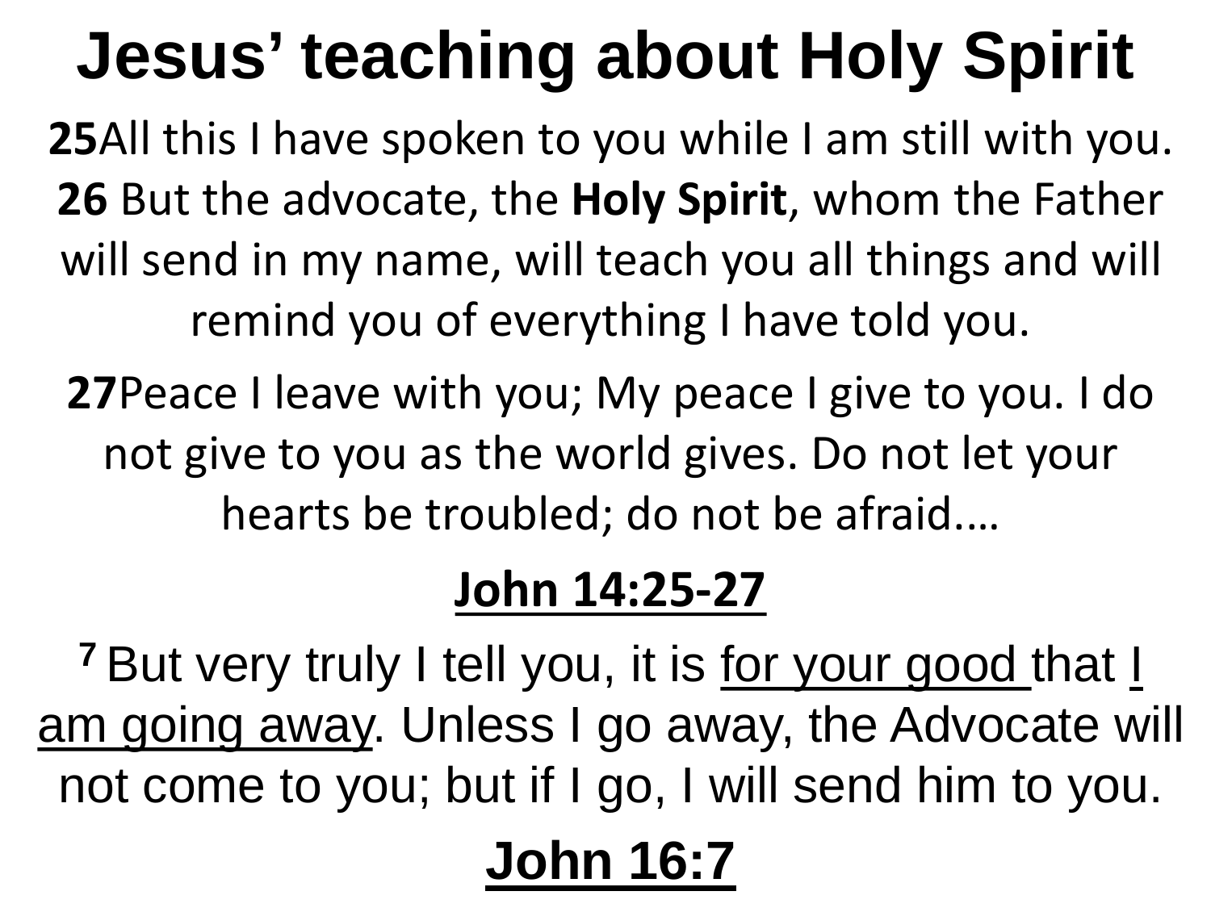# Jesus' teaching about Holy Spirit

**25**All this I have spoken to you while I am still with you. **26** But the advocate, the **Holy Spirit**, whom the Father will send in my name, will teach you all things and will remind you of everything I have told you.

**27**Peace I leave with you; My peace I give to you. I do not give to you as the world gives. Do not let your hearts be troubled; do not be afraid.…

<u>**John 14:25-27**</u>

**7** But very truly I tell you, it is <u>for your good</u> that <u>I am going away</u>. Unless I go away, the Advocate will not come to you; but if I go, I will send him to you.

<u>**John 16:7**</u>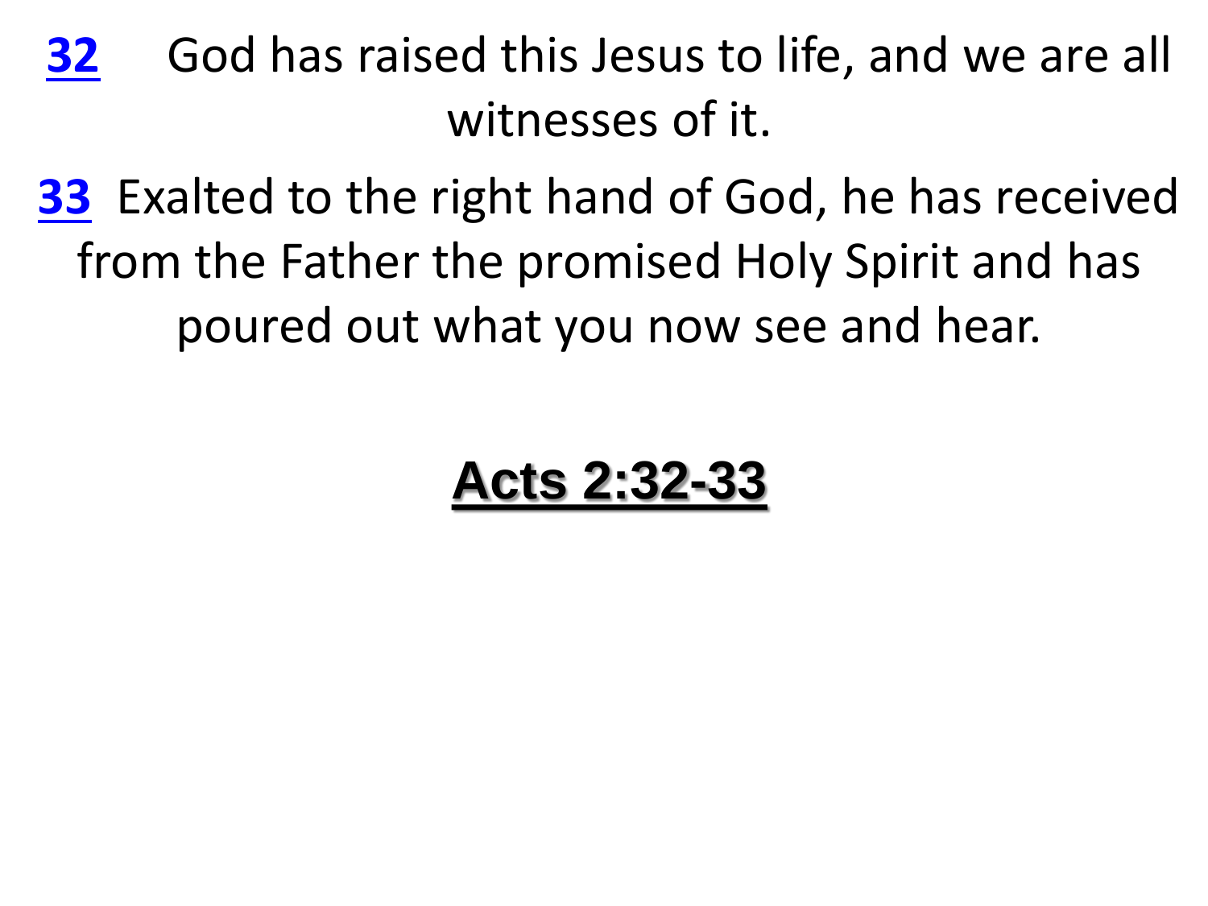**32** God has raised this Jesus to life, and we are all witnesses of it.

**33** Exalted to the right hand of God, he has received from the Father the promised Holy Spirit and has poured out what you now see and hear.

**Acts 2:32-33**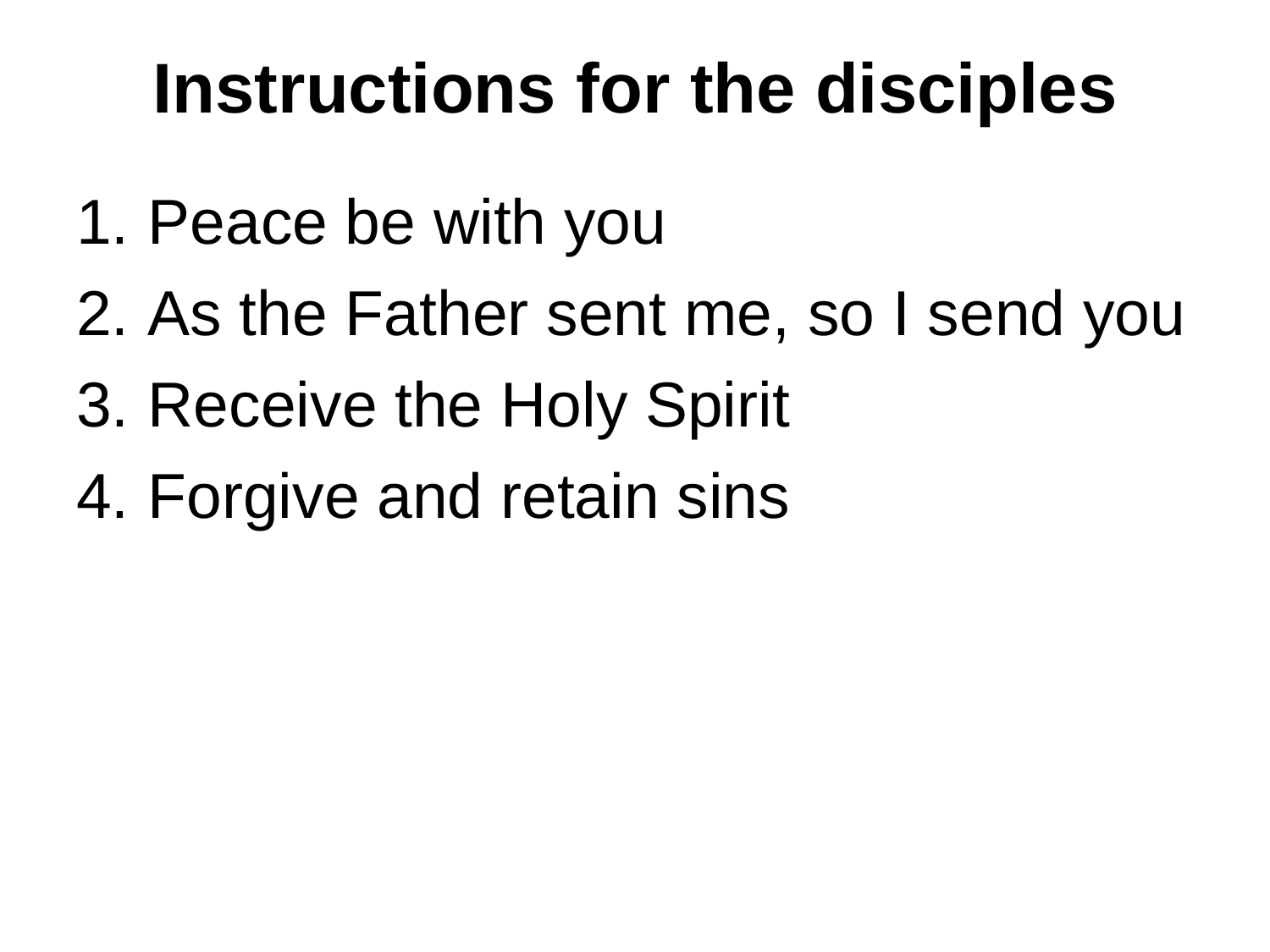# Instructions for the disciples

1. Peace be with you
2. As the Father sent me, so I send you
3. Receive the Holy Spirit
4. Forgive and retain sins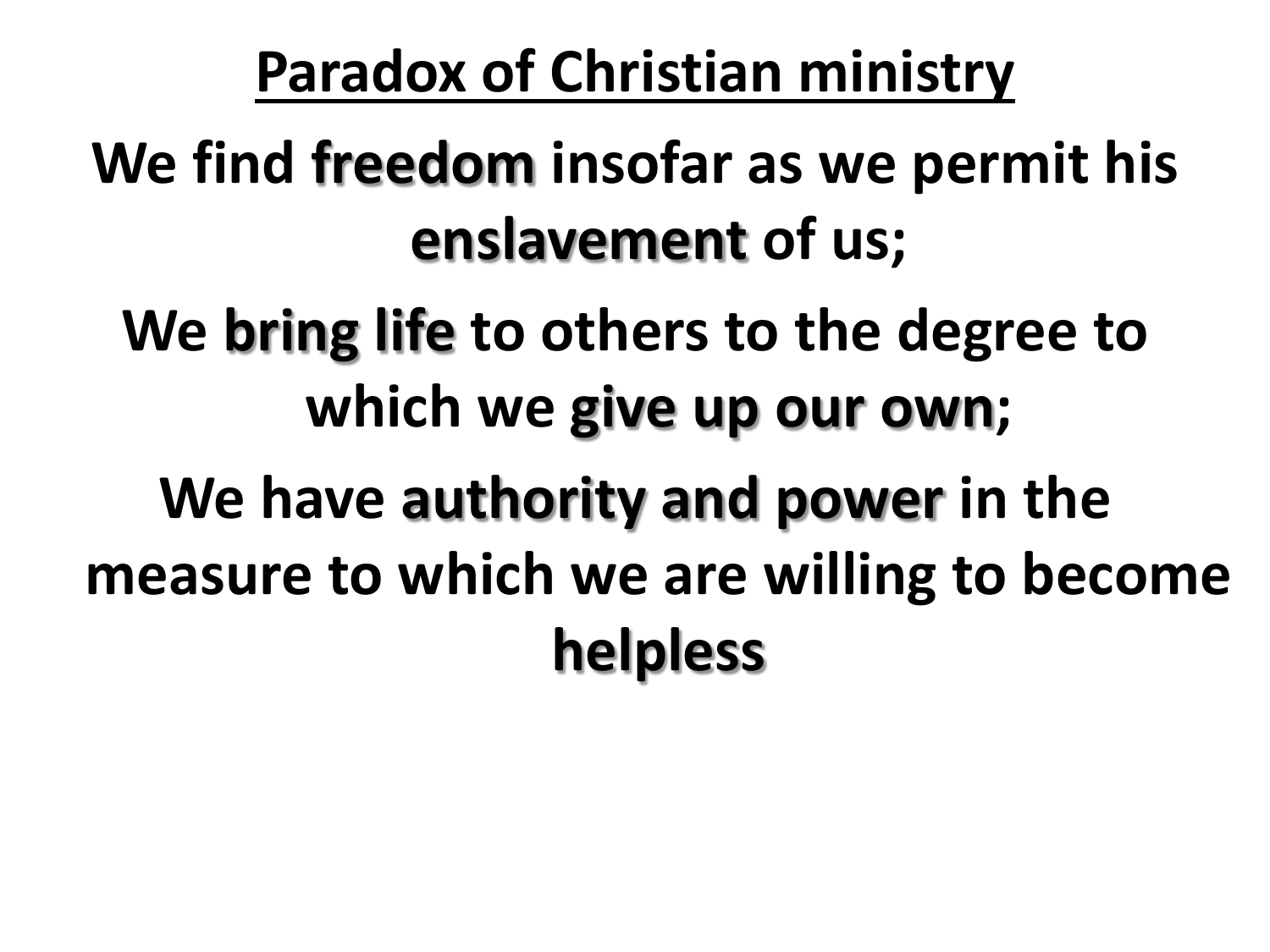# Paradox of Christian ministry

**We find freedom insofar as we permit his enslavement of us;**

**We bring life to others to the degree to which we give up our own;**

**We have authority and power in the measure to which we are willing to become helpless**